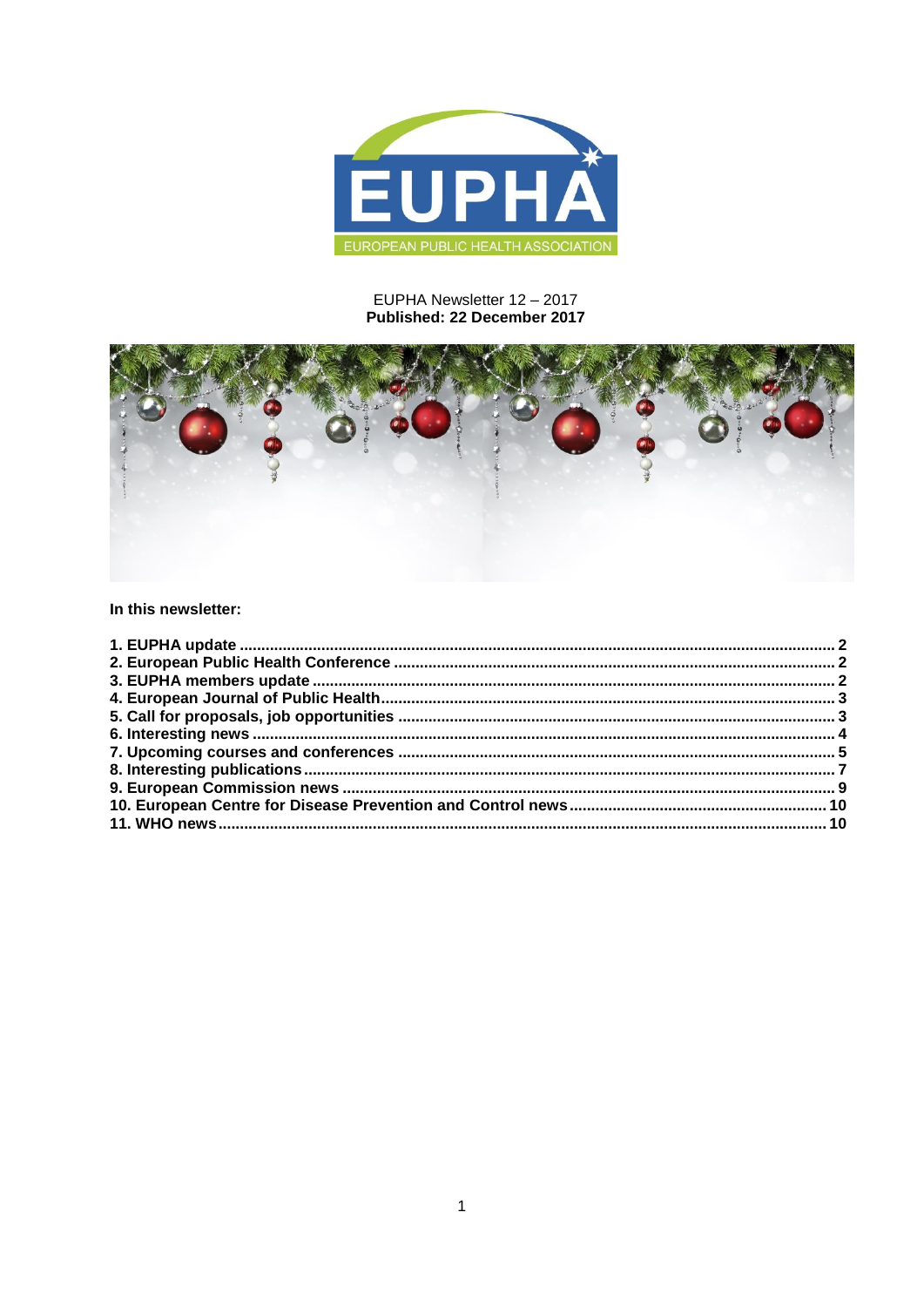EUPHA Newsletter 12 – 2017
**Published: 22 December 2017**

**In this newsletter:**

**1. EUPHA update ........................................................................................................ 2**
**2. European Public Health Conference ..................................................................... 2**
**3. EUPHA members update ....................................................................................... 2**
**4. European Journal of Public Health ....................................................................... 3**
**5. Call for proposals, job opportunities .................................................................... 3**
**6. Interesting news ..................................................................................................... 4**
**7. Upcoming courses and conferences ..................................................................... 5**
**8. Interesting publications ......................................................................................... 7**
**9. European Commission news ................................................................................. 9**
**10. European Centre for Disease Prevention and Control news ............................ 10**
**11. WHO news ............................................................................................................ 10**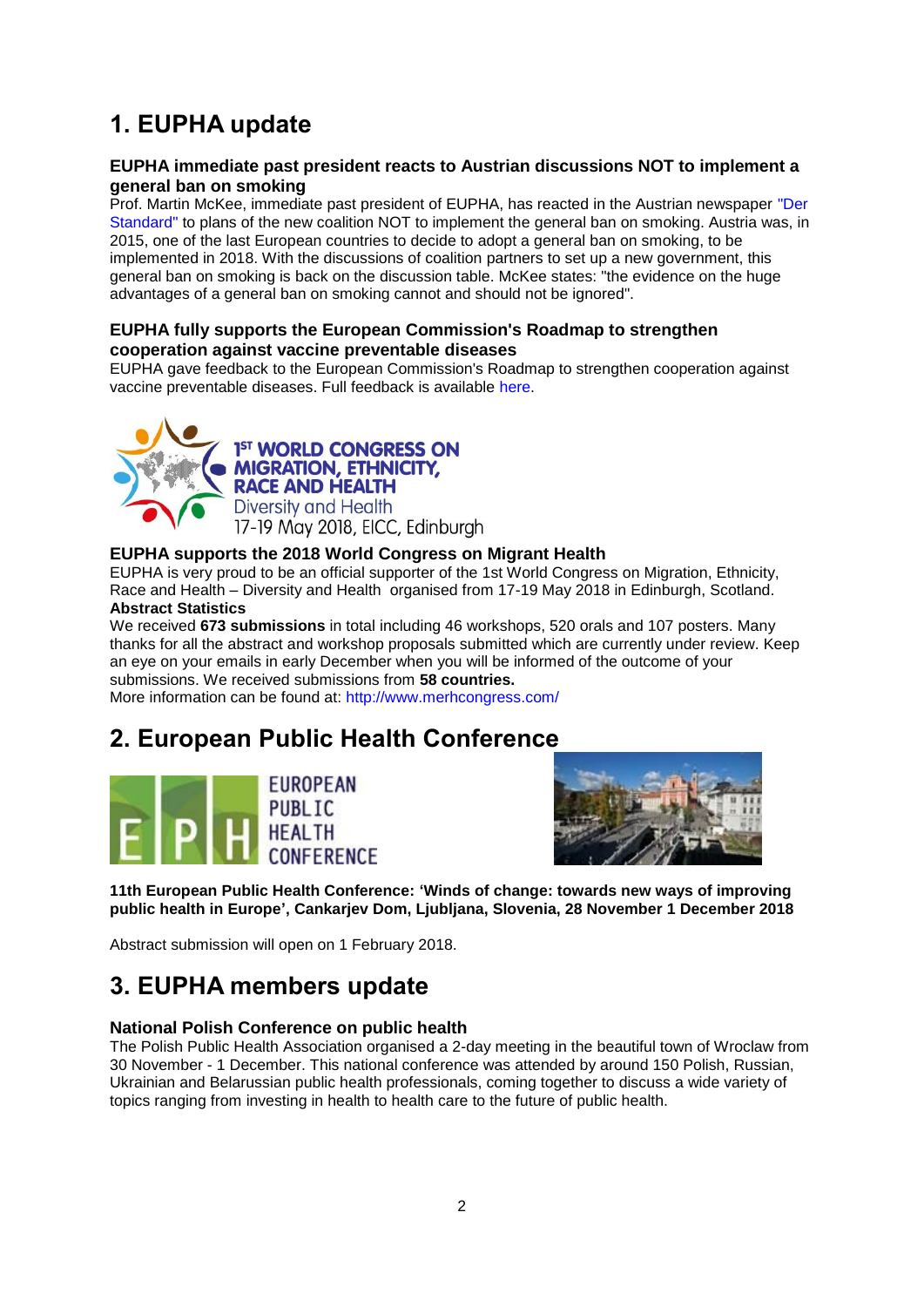# 1. EUPHA update

### EUPHA immediate past president reacts to Austrian discussions NOT to implement a general ban on smoking

Prof. Martin McKee, immediate past president of EUPHA, has reacted in the Austrian newspaper "Der Standard" to plans of the new coalition NOT to implement the general ban on smoking. Austria was, in 2015, one of the last European countries to decide to adopt a general ban on smoking, to be implemented in 2018. With the discussions of coalition partners to set up a new government, this general ban on smoking is back on the discussion table. McKee states: "the evidence on the huge advantages of a general ban on smoking cannot and should not be ignored".

### EUPHA fully supports the European Commission's Roadmap to strengthen cooperation against vaccine preventable diseases

EUPHA gave feedback to the European Commission's Roadmap to strengthen cooperation against vaccine preventable diseases. Full feedback is available here.

1ST WORLD CONGRESS ON MIGRATION, ETHNICITY, RACE AND HEALTH
Diversity and Health
17-19 May 2018, EICC, Edinburgh

### EUPHA supports the 2018 World Congress on Migrant Health

EUPHA is very proud to be an official supporter of the 1st World Congress on Migration, Ethnicity, Race and Health – Diversity and Health organised from 17-19 May 2018 in Edinburgh, Scotland.

**Abstract Statistics**

We received **673 submissions** in total including 46 workshops, 520 orals and 107 posters. Many thanks for all the abstract and workshop proposals submitted which are currently under review. Keep an eye on your emails in early December when you will be informed of the outcome of your submissions. We received submissions from **58 countries.**

More information can be found at: http://www.merhcongress.com/

# 2. European Public Health Conference

EPH EUROPEAN PUBLIC HEALTH CONFERENCE

**11th European Public Health Conference: 'Winds of change: towards new ways of improving public health in Europe', Cankarjev Dom, Ljubljana, Slovenia, 28 November 1 December 2018**

Abstract submission will open on 1 February 2018.

# 3. EUPHA members update

### National Polish Conference on public health

The Polish Public Health Association organised a 2-day meeting in the beautiful town of Wroclaw from 30 November - 1 December. This national conference was attended by around 150 Polish, Russian, Ukrainian and Belarussian public health professionals, coming together to discuss a wide variety of topics ranging from investing in health to health care to the future of public health.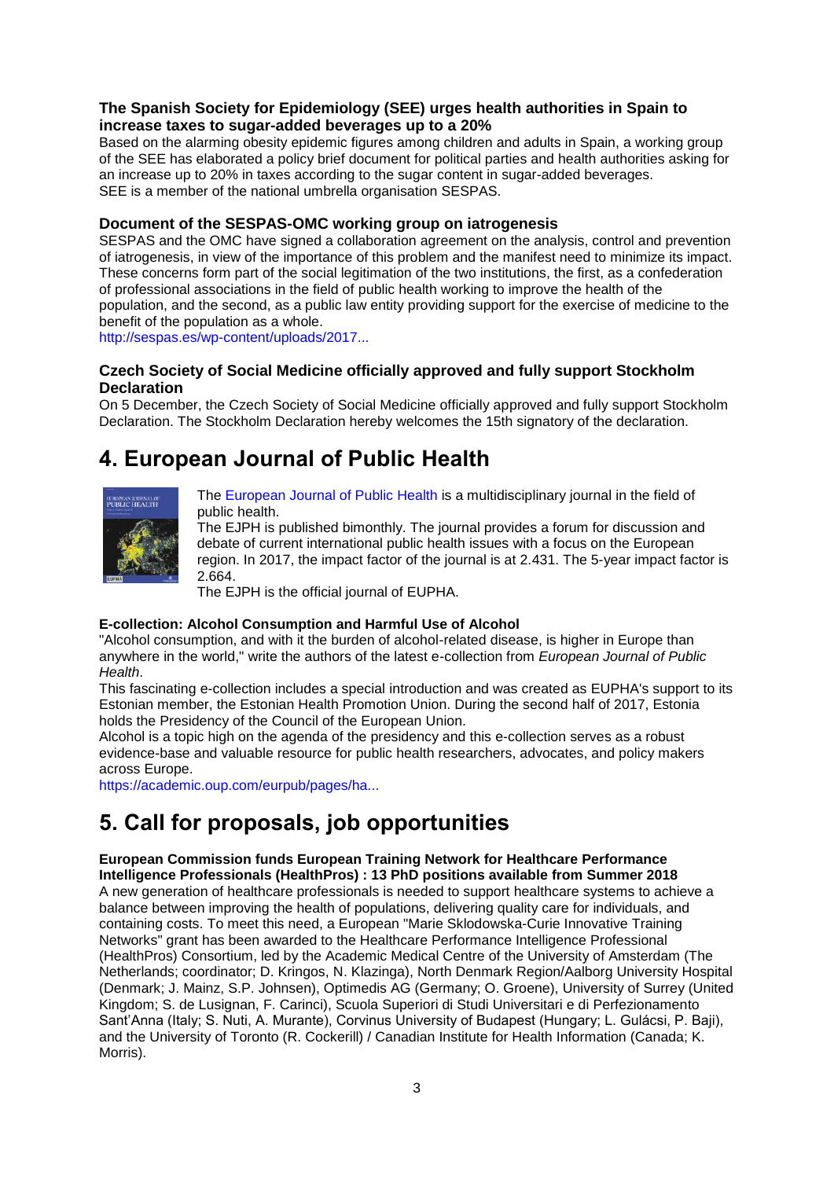### The Spanish Society for Epidemiology (SEE) urges health authorities in Spain to increase taxes to sugar-added beverages up to a 20%

Based on the alarming obesity epidemic figures among children and adults in Spain, a working group of the SEE has elaborated a policy brief document for political parties and health authorities asking for an increase up to 20% in taxes according to the sugar content in sugar-added beverages.
SEE is a member of the national umbrella organisation SESPAS.

### Document of the SESPAS-OMC working group on iatrogenesis

SESPAS and the OMC have signed a collaboration agreement on the analysis, control and prevention of iatrogenesis, in view of the importance of this problem and the manifest need to minimize its impact. These concerns form part of the social legitimation of the two institutions, the first, as a confederation of professional associations in the field of public health working to improve the health of the population, and the second, as a public law entity providing support for the exercise of medicine to the benefit of the population as a whole.
http://sespas.es/wp-content/uploads/2017...

### Czech Society of Social Medicine officially approved and fully support Stockholm Declaration

On 5 December, the Czech Society of Social Medicine officially approved and fully support Stockholm Declaration. The Stockholm Declaration hereby welcomes the 15th signatory of the declaration.

# 4. European Journal of Public Health

The European Journal of Public Health is a multidisciplinary journal in the field of public health.
The EJPH is published bimonthly. The journal provides a forum for discussion and debate of current international public health issues with a focus on the European region. In 2017, the impact factor of the journal is at 2.431. The 5-year impact factor is 2.664.
The EJPH is the official journal of EUPHA.

#### E-collection: Alcohol Consumption and Harmful Use of Alcohol

"Alcohol consumption, and with it the burden of alcohol-related disease, is higher in Europe than anywhere in the world," write the authors of the latest e-collection from *European Journal of Public Health*.
This fascinating e-collection includes a special introduction and was created as EUPHA's support to its Estonian member, the Estonian Health Promotion Union. During the second half of 2017, Estonia holds the Presidency of the Council of the European Union.
Alcohol is a topic high on the agenda of the presidency and this e-collection serves as a robust evidence-base and valuable resource for public health researchers, advocates, and policy makers across Europe.
https://academic.oup.com/eurpub/pages/ha...

# 5. Call for proposals, job opportunities

#### European Commission funds European Training Network for Healthcare Performance Intelligence Professionals (HealthPros) : 13 PhD positions available from Summer 2018

A new generation of healthcare professionals is needed to support healthcare systems to achieve a balance between improving the health of populations, delivering quality care for individuals, and containing costs. To meet this need, a European "Marie Sklodowska-Curie Innovative Training Networks" grant has been awarded to the Healthcare Performance Intelligence Professional (HealthPros) Consortium, led by the Academic Medical Centre of the University of Amsterdam (The Netherlands; coordinator; D. Kringos, N. Klazinga), North Denmark Region/Aalborg University Hospital (Denmark; J. Mainz, S.P. Johnsen), Optimedis AG (Germany; O. Groene), University of Surrey (United Kingdom; S. de Lusignan, F. Carinci), Scuola Superiori di Studi Universitari e di Perfezionamento Sant'Anna (Italy; S. Nuti, A. Murante), Corvinus University of Budapest (Hungary; L. Gulácsi, P. Baji), and the University of Toronto (R. Cockerill) / Canadian Institute for Health Information (Canada; K. Morris).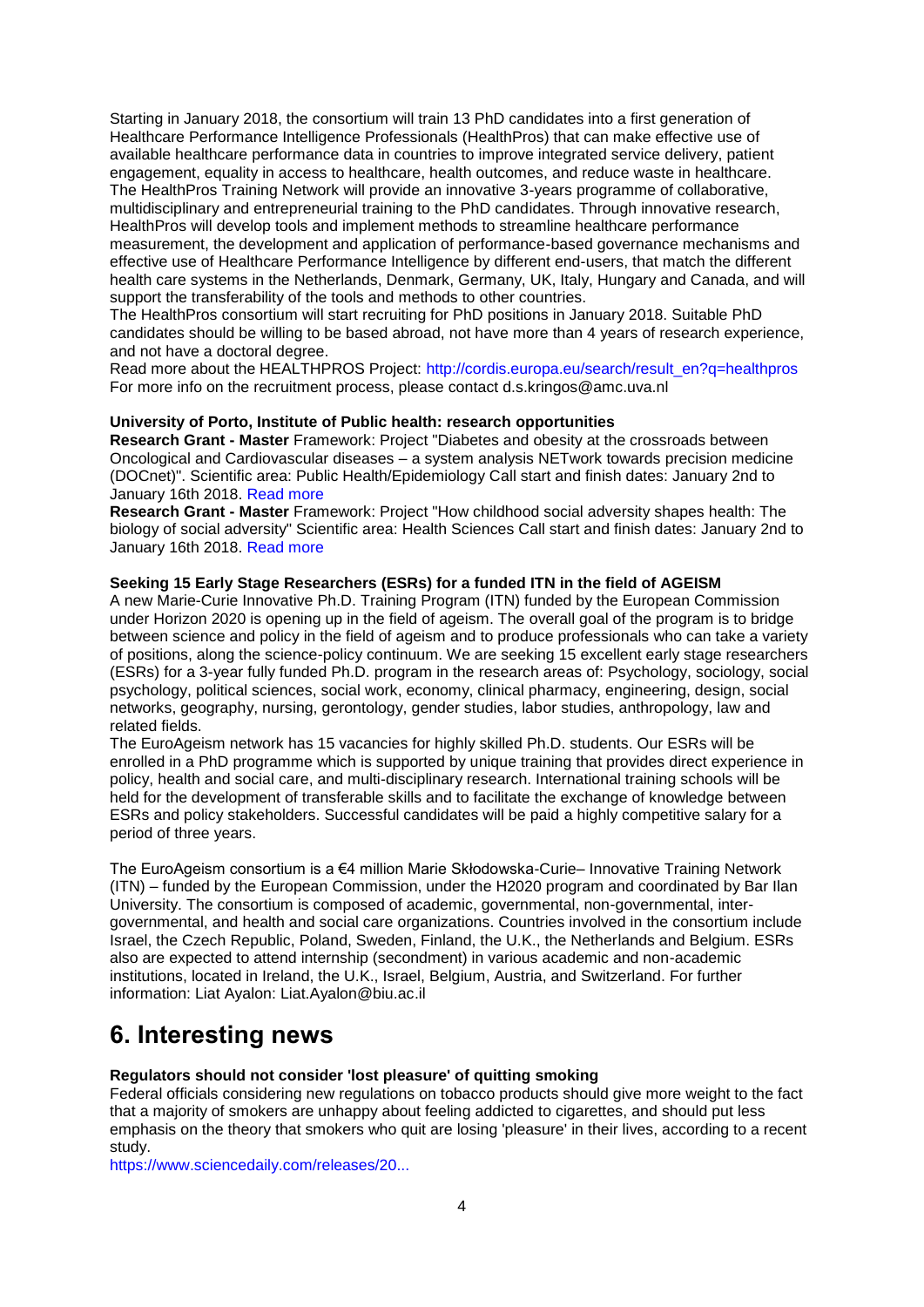Starting in January 2018, the consortium will train 13 PhD candidates into a first generation of Healthcare Performance Intelligence Professionals (HealthPros) that can make effective use of available healthcare performance data in countries to improve integrated service delivery, patient engagement, equality in access to healthcare, health outcomes, and reduce waste in healthcare. The HealthPros Training Network will provide an innovative 3-years programme of collaborative, multidisciplinary and entrepreneurial training to the PhD candidates. Through innovative research, HealthPros will develop tools and implement methods to streamline healthcare performance measurement, the development and application of performance-based governance mechanisms and effective use of Healthcare Performance Intelligence by different end-users, that match the different health care systems in the Netherlands, Denmark, Germany, UK, Italy, Hungary and Canada, and will support the transferability of the tools and methods to other countries.
The HealthPros consortium will start recruiting for PhD positions in January 2018. Suitable PhD candidates should be willing to be based abroad, not have more than 4 years of research experience, and not have a doctoral degree.
Read more about the HEALTHPROS Project: http://cordis.europa.eu/search/result_en?q=healthpros
For more info on the recruitment process, please contact d.s.kringos@amc.uva.nl

**University of Porto, Institute of Public health: research opportunities**
**Research Grant - Master** Framework: Project "Diabetes and obesity at the crossroads between Oncological and Cardiovascular diseases – a system analysis NETwork towards precision medicine (DOCnet)". Scientific area: Public Health/Epidemiology Call start and finish dates: January 2nd to January 16th 2018. Read more
**Research Grant - Master** Framework: Project "How childhood social adversity shapes health: The biology of social adversity" Scientific area: Health Sciences Call start and finish dates: January 2nd to January 16th 2018. Read more

**Seeking 15 Early Stage Researchers (ESRs) for a funded ITN in the field of AGEISM**
A new Marie-Curie Innovative Ph.D. Training Program (ITN) funded by the European Commission under Horizon 2020 is opening up in the field of ageism. The overall goal of the program is to bridge between science and policy in the field of ageism and to produce professionals who can take a variety of positions, along the science-policy continuum. We are seeking 15 excellent early stage researchers (ESRs) for a 3-year fully funded Ph.D. program in the research areas of: Psychology, sociology, social psychology, political sciences, social work, economy, clinical pharmacy, engineering, design, social networks, geography, nursing, gerontology, gender studies, labor studies, anthropology, law and related fields.
The EuroAgeism network has 15 vacancies for highly skilled Ph.D. students. Our ESRs will be enrolled in a PhD programme which is supported by unique training that provides direct experience in policy, health and social care, and multi-disciplinary research. International training schools will be held for the development of transferable skills and to facilitate the exchange of knowledge between ESRs and policy stakeholders. Successful candidates will be paid a highly competitive salary for a period of three years.

The EuroAgeism consortium is a €4 million Marie Skłodowska-Curie– Innovative Training Network (ITN) – funded by the European Commission, under the H2020 program and coordinated by Bar Ilan University. The consortium is composed of academic, governmental, non-governmental, inter-governmental, and health and social care organizations. Countries involved in the consortium include Israel, the Czech Republic, Poland, Sweden, Finland, the U.K., the Netherlands and Belgium. ESRs also are expected to attend internship (secondment) in various academic and non-academic institutions, located in Ireland, the U.K., Israel, Belgium, Austria, and Switzerland. For further information: Liat Ayalon: Liat.Ayalon@biu.ac.il

# 6. Interesting news

**Regulators should not consider 'lost pleasure' of quitting smoking**
Federal officials considering new regulations on tobacco products should give more weight to the fact that a majority of smokers are unhappy about feeling addicted to cigarettes, and should put less emphasis on the theory that smokers who quit are losing 'pleasure' in their lives, according to a recent study.
https://www.sciencedaily.com/releases/20...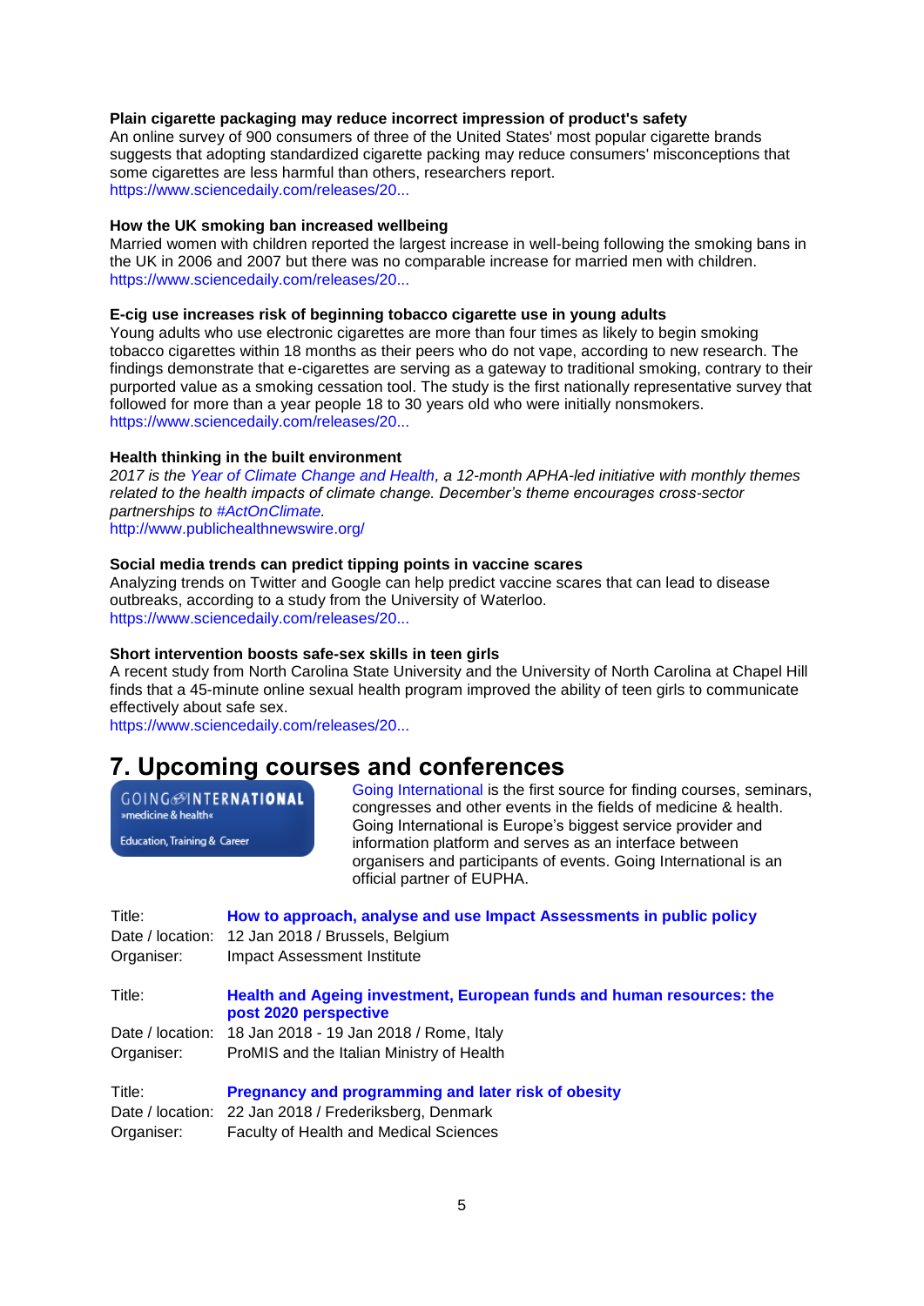**Plain cigarette packaging may reduce incorrect impression of product's safety**
An online survey of 900 consumers of three of the United States' most popular cigarette brands suggests that adopting standardized cigarette packing may reduce consumers' misconceptions that some cigarettes are less harmful than others, researchers report.
https://www.sciencedaily.com/releases/20...

**How the UK smoking ban increased wellbeing**
Married women with children reported the largest increase in well-being following the smoking bans in the UK in 2006 and 2007 but there was no comparable increase for married men with children.
https://www.sciencedaily.com/releases/20...

**E-cig use increases risk of beginning tobacco cigarette use in young adults**
Young adults who use electronic cigarettes are more than four times as likely to begin smoking tobacco cigarettes within 18 months as their peers who do not vape, according to new research. The findings demonstrate that e-cigarettes are serving as a gateway to traditional smoking, contrary to their purported value as a smoking cessation tool. The study is the first nationally representative survey that followed for more than a year people 18 to 30 years old who were initially nonsmokers.
https://www.sciencedaily.com/releases/20...

**Health thinking in the built environment**
*2017 is the Year of Climate Change and Health, a 12-month APHA-led initiative with monthly themes related to the health impacts of climate change. December's theme encourages cross-sector partnerships to #ActOnClimate.*
http://www.publichealthnewswire.org/

**Social media trends can predict tipping points in vaccine scares**
Analyzing trends on Twitter and Google can help predict vaccine scares that can lead to disease outbreaks, according to a study from the University of Waterloo.
https://www.sciencedaily.com/releases/20...

**Short intervention boosts safe-sex skills in teen girls**
A recent study from North Carolina State University and the University of North Carolina at Chapel Hill finds that a 45-minute online sexual health program improved the ability of teen girls to communicate effectively about safe sex.
https://www.sciencedaily.com/releases/20...

# 7. Upcoming courses and conferences

GOING INTERNATIONAL »medicine & health« Education, Training & Career

Going International is the first source for finding courses, seminars, congresses and other events in the fields of medicine & health. Going International is Europe's biggest service provider and information platform and serves as an interface between organisers and participants of events. Going International is an official partner of EUPHA.

Title: **How to approach, analyse and use Impact Assessments in public policy**
Date / location: 12 Jan 2018 / Brussels, Belgium
Organiser: Impact Assessment Institute

Title: **Health and Ageing investment, European funds and human resources: the post 2020 perspective**
Date / location: 18 Jan 2018 - 19 Jan 2018 / Rome, Italy
Organiser: ProMIS and the Italian Ministry of Health

Title: **Pregnancy and programming and later risk of obesity**
Date / location: 22 Jan 2018 / Frederiksberg, Denmark
Organiser: Faculty of Health and Medical Sciences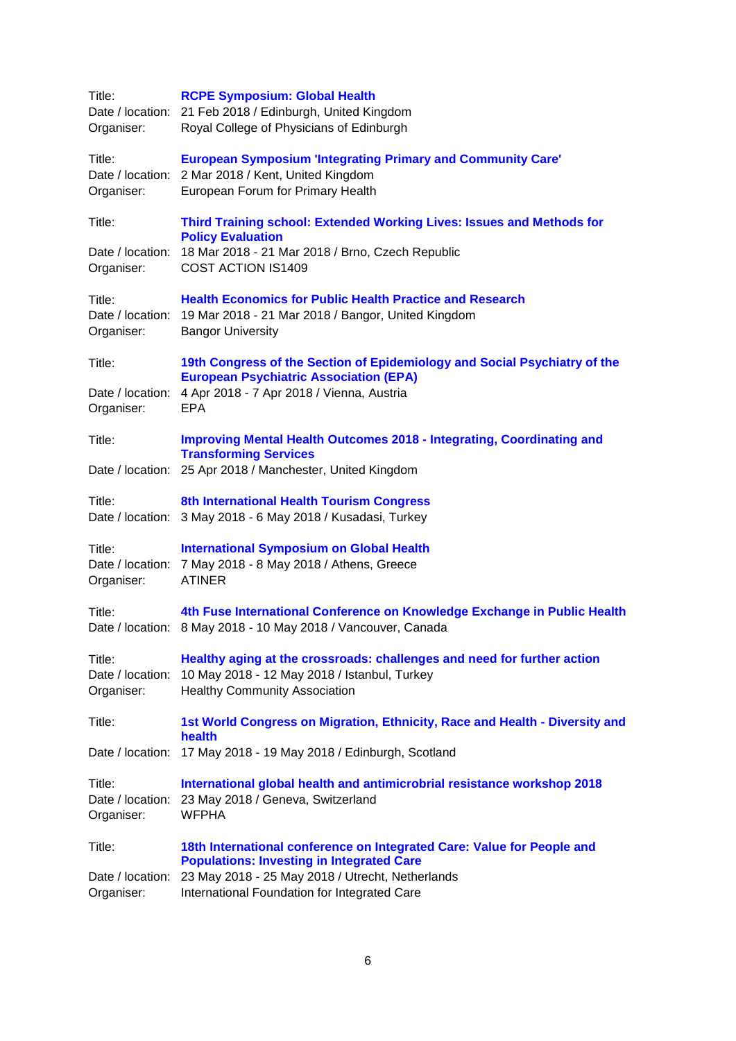Title: **RCPE Symposium: Global Health**
Date / location: 21 Feb 2018 / Edinburgh, United Kingdom
Organiser: Royal College of Physicians of Edinburgh

Title: **European Symposium 'Integrating Primary and Community Care'**
Date / location: 2 Mar 2018 / Kent, United Kingdom
Organiser: European Forum for Primary Health

Title: **Third Training school: Extended Working Lives: Issues and Methods for Policy Evaluation**
Date / location: 18 Mar 2018 - 21 Mar 2018 / Brno, Czech Republic
Organiser: COST ACTION IS1409

Title: **Health Economics for Public Health Practice and Research**
Date / location: 19 Mar 2018 - 21 Mar 2018 / Bangor, United Kingdom
Organiser: Bangor University

Title: **19th Congress of the Section of Epidemiology and Social Psychiatry of the European Psychiatric Association (EPA)**
Date / location: 4 Apr 2018 - 7 Apr 2018 / Vienna, Austria
Organiser: EPA

Title: **Improving Mental Health Outcomes 2018 - Integrating, Coordinating and Transforming Services**
Date / location: 25 Apr 2018 / Manchester, United Kingdom

Title: **8th International Health Tourism Congress**
Date / location: 3 May 2018 - 6 May 2018 / Kusadasi, Turkey

Title: **International Symposium on Global Health**
Date / location: 7 May 2018 - 8 May 2018 / Athens, Greece
Organiser: ATINER

Title: **4th Fuse International Conference on Knowledge Exchange in Public Health**
Date / location: 8 May 2018 - 10 May 2018 / Vancouver, Canada

Title: **Healthy aging at the crossroads: challenges and need for further action**
Date / location: 10 May 2018 - 12 May 2018 / Istanbul, Turkey
Organiser: Healthy Community Association

Title: **1st World Congress on Migration, Ethnicity, Race and Health - Diversity and health**
Date / location: 17 May 2018 - 19 May 2018 / Edinburgh, Scotland

Title: **International global health and antimicrobial resistance workshop 2018**
Date / location: 23 May 2018 / Geneva, Switzerland
Organiser: WFPHA

Title: **18th International conference on Integrated Care: Value for People and Populations: Investing in Integrated Care**
Date / location: 23 May 2018 - 25 May 2018 / Utrecht, Netherlands
Organiser: International Foundation for Integrated Care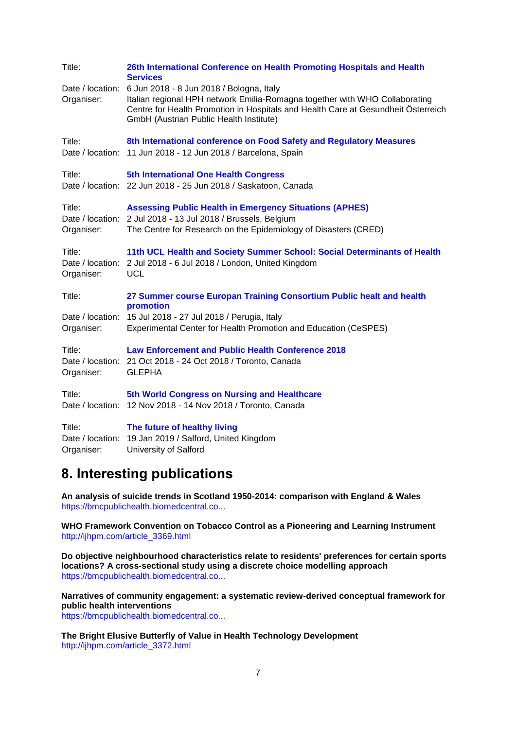Title: **26th International Conference on Health Promoting Hospitals and Health Services**
Date / location: 6 Jun 2018 - 8 Jun 2018 / Bologna, Italy
Organiser: Italian regional HPH network Emilia-Romagna together with WHO Collaborating Centre for Health Promotion in Hospitals and Health Care at Gesundheit Österreich GmbH (Austrian Public Health Institute)

Title: **8th International conference on Food Safety and Regulatory Measures**
Date / location: 11 Jun 2018 - 12 Jun 2018 / Barcelona, Spain

Title: **5th International One Health Congress**
Date / location: 22 Jun 2018 - 25 Jun 2018 / Saskatoon, Canada

Title: **Assessing Public Health in Emergency Situations (APHES)**
Date / location: 2 Jul 2018 - 13 Jul 2018 / Brussels, Belgium
Organiser: The Centre for Research on the Epidemiology of Disasters (CRED)

Title: **11th UCL Health and Society Summer School: Social Determinants of Health**
Date / location: 2 Jul 2018 - 6 Jul 2018 / London, United Kingdom
Organiser: UCL

Title: **27 Summer course Europan Training Consortium Public healt and health promotion**
Date / location: 15 Jul 2018 - 27 Jul 2018 / Perugia, Italy
Organiser: Experimental Center for Health Promotion and Education (CeSPES)

Title: **Law Enforcement and Public Health Conference 2018**
Date / location: 21 Oct 2018 - 24 Oct 2018 / Toronto, Canada
Organiser: GLEPHA

Title: **5th World Congress on Nursing and Healthcare**
Date / location: 12 Nov 2018 - 14 Nov 2018 / Toronto, Canada

Title: **The future of healthy living**
Date / location: 19 Jan 2019 / Salford, United Kingdom
Organiser: University of Salford

## 8. Interesting publications

**An analysis of suicide trends in Scotland 1950-2014: comparison with England & Wales**
https://bmcpublichealth.biomedcentral.co...

**WHO Framework Convention on Tobacco Control as a Pioneering and Learning Instrument**
http://ijhpm.com/article_3369.html

**Do objective neighbourhood characteristics relate to residents' preferences for certain sports locations? A cross-sectional study using a discrete choice modelling approach**
https://bmcpublichealth.biomedcentral.co...

**Narratives of community engagement: a systematic review-derived conceptual framework for public health interventions**
https://bmcpublichealth.biomedcentral.co...

**The Bright Elusive Butterfly of Value in Health Technology Development**
http://ijhpm.com/article_3372.html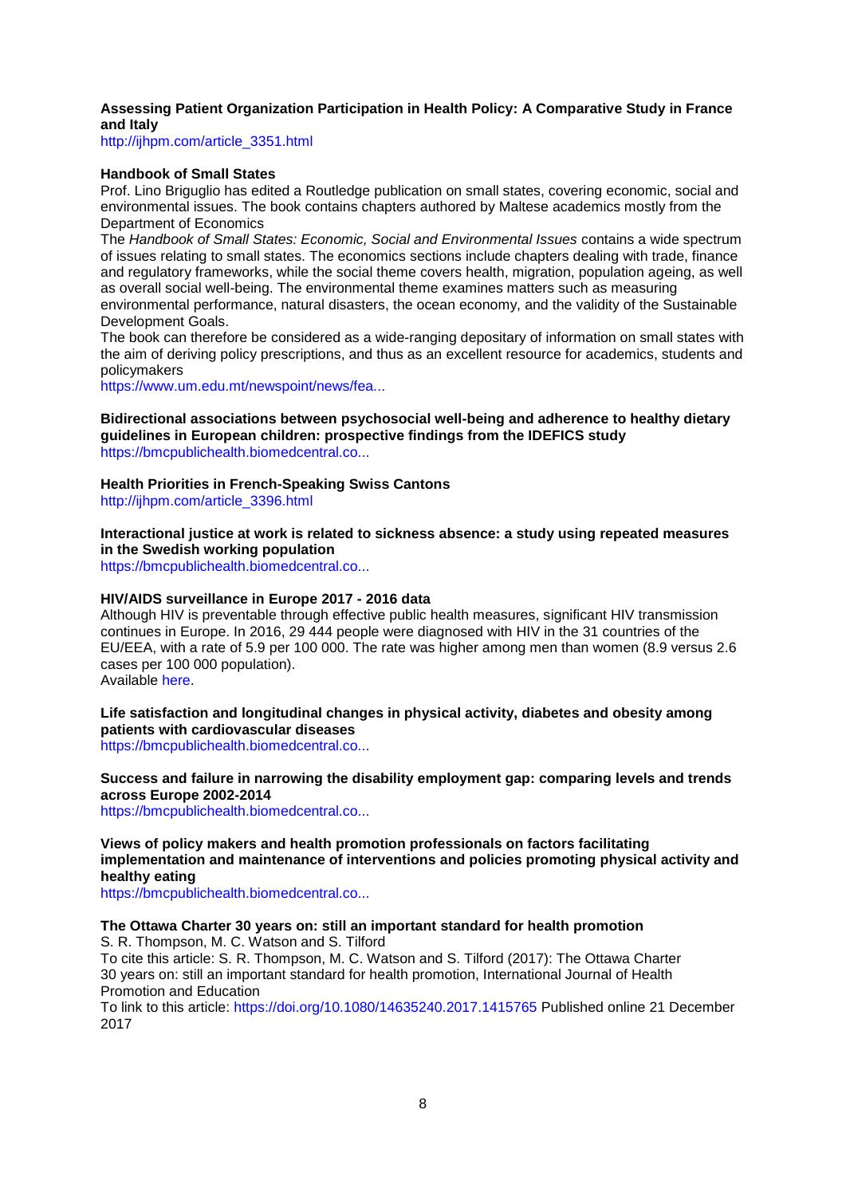**Assessing Patient Organization Participation in Health Policy: A Comparative Study in France and Italy**
http://ijhpm.com/article_3351.html

**Handbook of Small States**
Prof. Lino Briguglio has edited a Routledge publication on small states, covering economic, social and environmental issues. The book contains chapters authored by Maltese academics mostly from the Department of Economics
The *Handbook of Small States: Economic, Social and Environmental Issues* contains a wide spectrum of issues relating to small states. The economics sections include chapters dealing with trade, finance and regulatory frameworks, while the social theme covers health, migration, population ageing, as well as overall social well-being. The environmental theme examines matters such as measuring environmental performance, natural disasters, the ocean economy, and the validity of the Sustainable Development Goals.
The book can therefore be considered as a wide-ranging depositary of information on small states with the aim of deriving policy prescriptions, and thus as an excellent resource for academics, students and policymakers
https://www.um.edu.mt/newspoint/news/fea...

**Bidirectional associations between psychosocial well-being and adherence to healthy dietary guidelines in European children: prospective findings from the IDEFICS study**
https://bmcpublichealth.biomedcentral.co...

**Health Priorities in French-Speaking Swiss Cantons**
http://ijhpm.com/article_3396.html

**Interactional justice at work is related to sickness absence: a study using repeated measures in the Swedish working population**
https://bmcpublichealth.biomedcentral.co...

**HIV/AIDS surveillance in Europe 2017 - 2016 data**
Although HIV is preventable through effective public health measures, significant HIV transmission continues in Europe. In 2016, 29 444 people were diagnosed with HIV in the 31 countries of the EU/EEA, with a rate of 5.9 per 100 000. The rate was higher among men than women (8.9 versus 2.6 cases per 100 000 population).
Available here.

**Life satisfaction and longitudinal changes in physical activity, diabetes and obesity among patients with cardiovascular diseases**
https://bmcpublichealth.biomedcentral.co...

**Success and failure in narrowing the disability employment gap: comparing levels and trends across Europe 2002-2014**
https://bmcpublichealth.biomedcentral.co...

**Views of policy makers and health promotion professionals on factors facilitating implementation and maintenance of interventions and policies promoting physical activity and healthy eating**
https://bmcpublichealth.biomedcentral.co...

**The Ottawa Charter 30 years on: still an important standard for health promotion**
S. R. Thompson, M. C. Watson and S. Tilford
To cite this article: S. R. Thompson, M. C. Watson and S. Tilford (2017): The Ottawa Charter 30 years on: still an important standard for health promotion, International Journal of Health Promotion and Education
To link to this article: https://doi.org/10.1080/14635240.2017.1415765 Published online 21 December 2017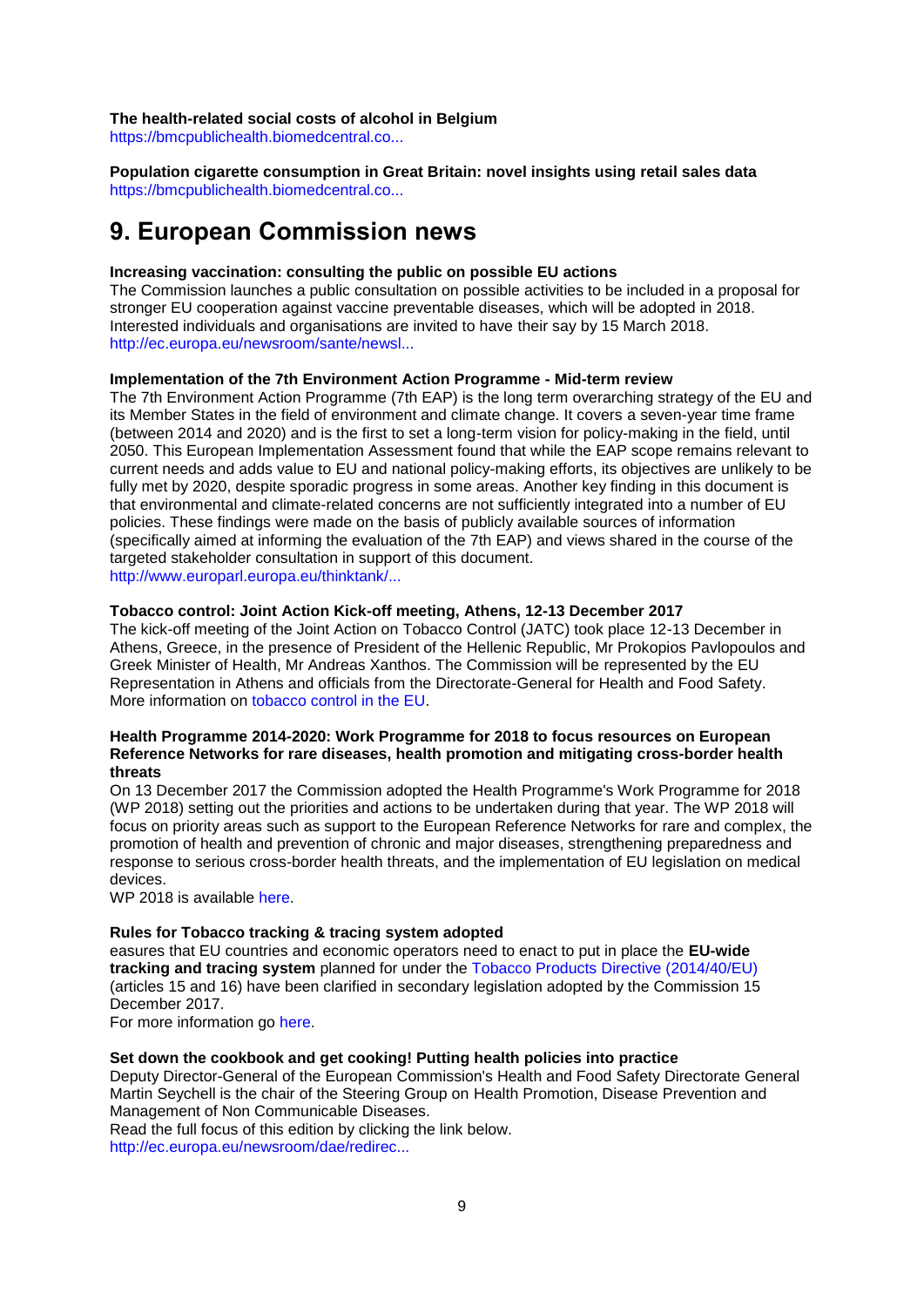**The health-related social costs of alcohol in Belgium**
https://bmcpublichealth.biomedcentral.co...

**Population cigarette consumption in Great Britain: novel insights using retail sales data**
https://bmcpublichealth.biomedcentral.co...

# 9. European Commission news

**Increasing vaccination: consulting the public on possible EU actions**
The Commission launches a public consultation on possible activities to be included in a proposal for stronger EU cooperation against vaccine preventable diseases, which will be adopted in 2018. Interested individuals and organisations are invited to have their say by 15 March 2018.
http://ec.europa.eu/newsroom/sante/newsl...

**Implementation of the 7th Environment Action Programme - Mid-term review**
The 7th Environment Action Programme (7th EAP) is the long term overarching strategy of the EU and its Member States in the field of environment and climate change. It covers a seven-year time frame (between 2014 and 2020) and is the first to set a long-term vision for policy-making in the field, until 2050. This European Implementation Assessment found that while the EAP scope remains relevant to current needs and adds value to EU and national policy-making efforts, its objectives are unlikely to be fully met by 2020, despite sporadic progress in some areas. Another key finding in this document is that environmental and climate-related concerns are not sufficiently integrated into a number of EU policies. These findings were made on the basis of publicly available sources of information (specifically aimed at informing the evaluation of the 7th EAP) and views shared in the course of the targeted stakeholder consultation in support of this document.
http://www.europarl.europa.eu/thinktank/...

**Tobacco control: Joint Action Kick-off meeting, Athens, 12-13 December 2017**
The kick-off meeting of the Joint Action on Tobacco Control (JATC) took place 12-13 December in Athens, Greece, in the presence of President of the Hellenic Republic, Mr Prokopios Pavlopoulos and Greek Minister of Health, Mr Andreas Xanthos. The Commission will be represented by the EU Representation in Athens and officials from the Directorate-General for Health and Food Safety.
More information on tobacco control in the EU.

**Health Programme 2014-2020: Work Programme for 2018 to focus resources on European Reference Networks for rare diseases, health promotion and mitigating cross-border health threats**
On 13 December 2017 the Commission adopted the Health Programme's Work Programme for 2018 (WP 2018) setting out the priorities and actions to be undertaken during that year. The WP 2018 will focus on priority areas such as support to the European Reference Networks for rare and complex, the promotion of health and prevention of chronic and major diseases, strengthening preparedness and response to serious cross-border health threats, and the implementation of EU legislation on medical devices.
WP 2018 is available here.

**Rules for Tobacco tracking & tracing system adopted**
easures that EU countries and economic operators need to enact to put in place the **EU-wide tracking and tracing system** planned for under the Tobacco Products Directive (2014/40/EU) (articles 15 and 16) have been clarified in secondary legislation adopted by the Commission 15 December 2017.
For more information go here.

**Set down the cookbook and get cooking! Putting health policies into practice**
Deputy Director-General of the European Commission's Health and Food Safety Directorate General Martin Seychell is the chair of the Steering Group on Health Promotion, Disease Prevention and Management of Non Communicable Diseases.
Read the full focus of this edition by clicking the link below.
http://ec.europa.eu/newsroom/dae/redirec...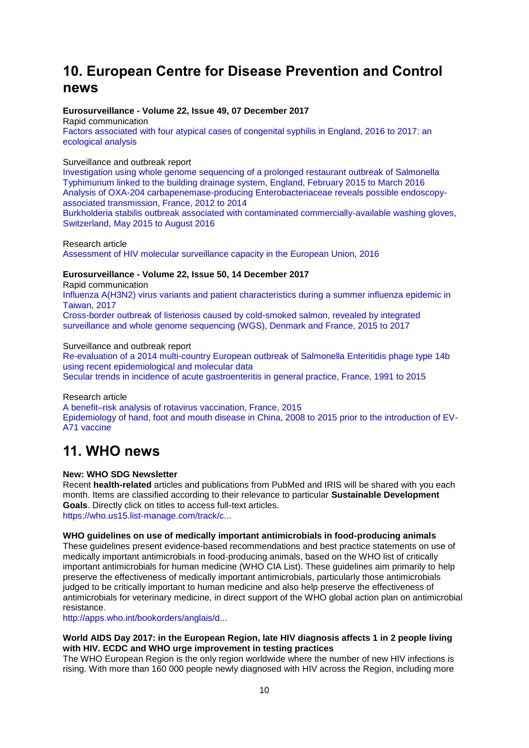# 10. European Centre for Disease Prevention and Control news

**Eurosurveillance - Volume 22, Issue 49, 07 December 2017**

Rapid communication

Factors associated with four atypical cases of congenital syphilis in England, 2016 to 2017: an ecological analysis

Surveillance and outbreak report

Investigation using whole genome sequencing of a prolonged restaurant outbreak of Salmonella Typhimurium linked to the building drainage system, England, February 2015 to March 2016

Analysis of OXA-204 carbapenemase-producing Enterobacteriaceae reveals possible endoscopy-associated transmission, France, 2012 to 2014

Burkholderia stabilis outbreak associated with contaminated commercially-available washing gloves, Switzerland, May 2015 to August 2016

Research article

Assessment of HIV molecular surveillance capacity in the European Union, 2016

**Eurosurveillance - Volume 22, Issue 50, 14 December 2017**

Rapid communication

Influenza A(H3N2) virus variants and patient characteristics during a summer influenza epidemic in Taiwan, 2017

Cross-border outbreak of listeriosis caused by cold-smoked salmon, revealed by integrated surveillance and whole genome sequencing (WGS), Denmark and France, 2015 to 2017

Surveillance and outbreak report

Re-evaluation of a 2014 multi-country European outbreak of Salmonella Enteritidis phage type 14b using recent epidemiological and molecular data

Secular trends in incidence of acute gastroenteritis in general practice, France, 1991 to 2015

Research article

A benefit–risk analysis of rotavirus vaccination, France, 2015

Epidemiology of hand, foot and mouth disease in China, 2008 to 2015 prior to the introduction of EV-A71 vaccine

# 11. WHO news

**New: WHO SDG Newsletter**

Recent **health-related** articles and publications from PubMed and IRIS will be shared with you each month. Items are classified according to their relevance to particular **Sustainable Development Goals**. Directly click on titles to access full-text articles.

https://who.us15.list-manage.com/track/c...

**WHO guidelines on use of medically important antimicrobials in food-producing animals**

These guidelines present evidence-based recommendations and best practice statements on use of medically important antimicrobials in food-producing animals, based on the WHO list of critically important antimicrobials for human medicine (WHO CIA List). These guidelines aim primarily to help preserve the effectiveness of medically important antimicrobials, particularly those antimicrobials judged to be critically important to human medicine and also help preserve the effectiveness of antimicrobials for veterinary medicine, in direct support of the WHO global action plan on antimicrobial resistance.

http://apps.who.int/bookorders/anglais/d...

**World AIDS Day 2017: in the European Region, late HIV diagnosis affects 1 in 2 people living with HIV. ECDC and WHO urge improvement in testing practices**

The WHO European Region is the only region worldwide where the number of new HIV infections is rising. With more than 160 000 people newly diagnosed with HIV across the Region, including more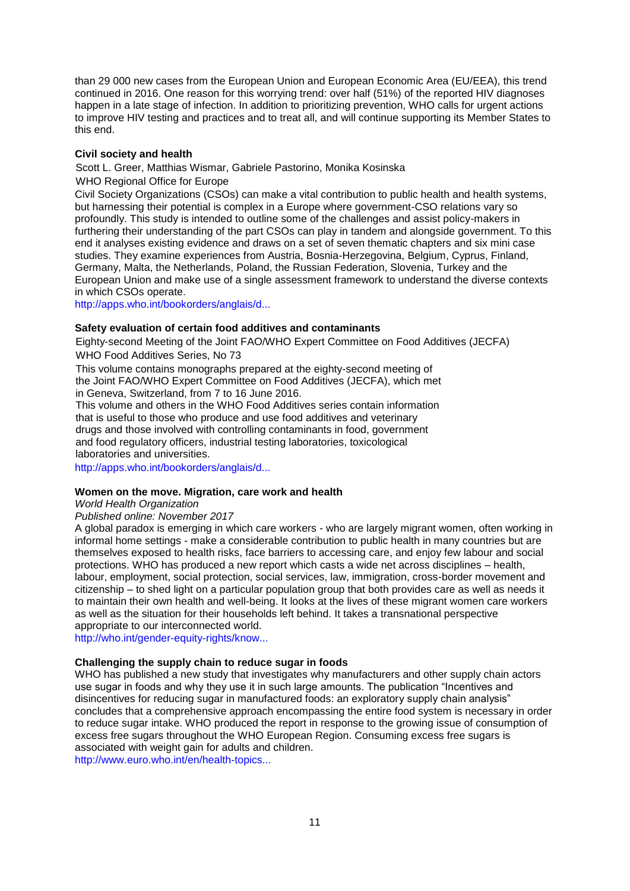than 29 000 new cases from the European Union and European Economic Area (EU/EEA), this trend continued in 2016. One reason for this worrying trend: over half (51%) of the reported HIV diagnoses happen in a late stage of infection. In addition to prioritizing prevention, WHO calls for urgent actions to improve HIV testing and practices and to treat all, and will continue supporting its Member States to this end.

**Civil society and health**

Scott L. Greer, Matthias Wismar, Gabriele Pastorino, Monika Kosinska

WHO Regional Office for Europe

Civil Society Organizations (CSOs) can make a vital contribution to public health and health systems, but harnessing their potential is complex in a Europe where government-CSO relations vary so profoundly. This study is intended to outline some of the challenges and assist policy-makers in furthering their understanding of the part CSOs can play in tandem and alongside government. To this end it analyses existing evidence and draws on a set of seven thematic chapters and six mini case studies. They examine experiences from Austria, Bosnia-Herzegovina, Belgium, Cyprus, Finland, Germany, Malta, the Netherlands, Poland, the Russian Federation, Slovenia, Turkey and the European Union and make use of a single assessment framework to understand the diverse contexts in which CSOs operate.

http://apps.who.int/bookorders/anglais/d...

**Safety evaluation of certain food additives and contaminants**

Eighty-second Meeting of the Joint FAO/WHO Expert Committee on Food Additives (JECFA)

WHO Food Additives Series, No 73

This volume contains monographs prepared at the eighty-second meeting of the Joint FAO/WHO Expert Committee on Food Additives (JECFA), which met in Geneva, Switzerland, from 7 to 16 June 2016.

This volume and others in the WHO Food Additives series contain information that is useful to those who produce and use food additives and veterinary drugs and those involved with controlling contaminants in food, government and food regulatory officers, industrial testing laboratories, toxicological laboratories and universities.

http://apps.who.int/bookorders/anglais/d...

**Women on the move. Migration, care work and health**

*World Health Organization*

*Published online: November 2017*

A global paradox is emerging in which care workers - who are largely migrant women, often working in informal home settings - make a considerable contribution to public health in many countries but are themselves exposed to health risks, face barriers to accessing care, and enjoy few labour and social protections. WHO has produced a new report which casts a wide net across disciplines – health, labour, employment, social protection, social services, law, immigration, cross-border movement and citizenship – to shed light on a particular population group that both provides care as well as needs it to maintain their own health and well-being. It looks at the lives of these migrant women care workers as well as the situation for their households left behind. It takes a transnational perspective appropriate to our interconnected world.

http://who.int/gender-equity-rights/know...

**Challenging the supply chain to reduce sugar in foods**

WHO has published a new study that investigates why manufacturers and other supply chain actors use sugar in foods and why they use it in such large amounts. The publication "Incentives and disincentives for reducing sugar in manufactured foods: an exploratory supply chain analysis" concludes that a comprehensive approach encompassing the entire food system is necessary in order to reduce sugar intake. WHO produced the report in response to the growing issue of consumption of excess free sugars throughout the WHO European Region. Consuming excess free sugars is associated with weight gain for adults and children.

http://www.euro.who.int/en/health-topics...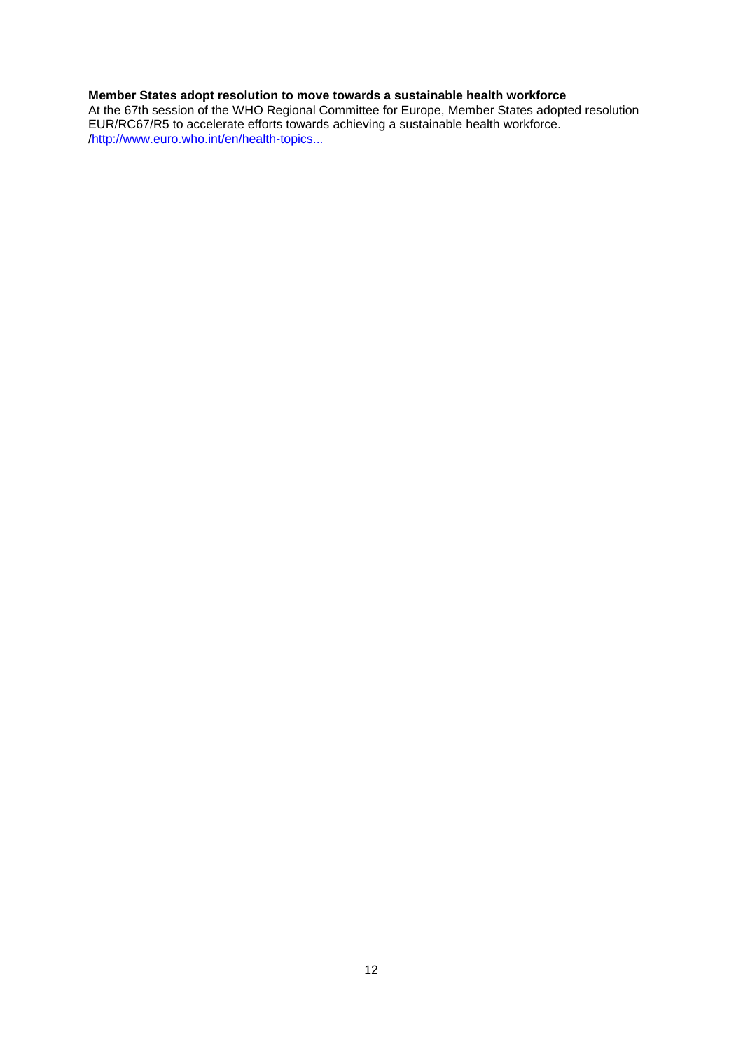**Member States adopt resolution to move towards a sustainable health workforce**
At the 67th session of the WHO Regional Committee for Europe, Member States adopted resolution EUR/RC67/R5 to accelerate efforts towards achieving a sustainable health workforce.
/http://www.euro.who.int/en/health-topics...